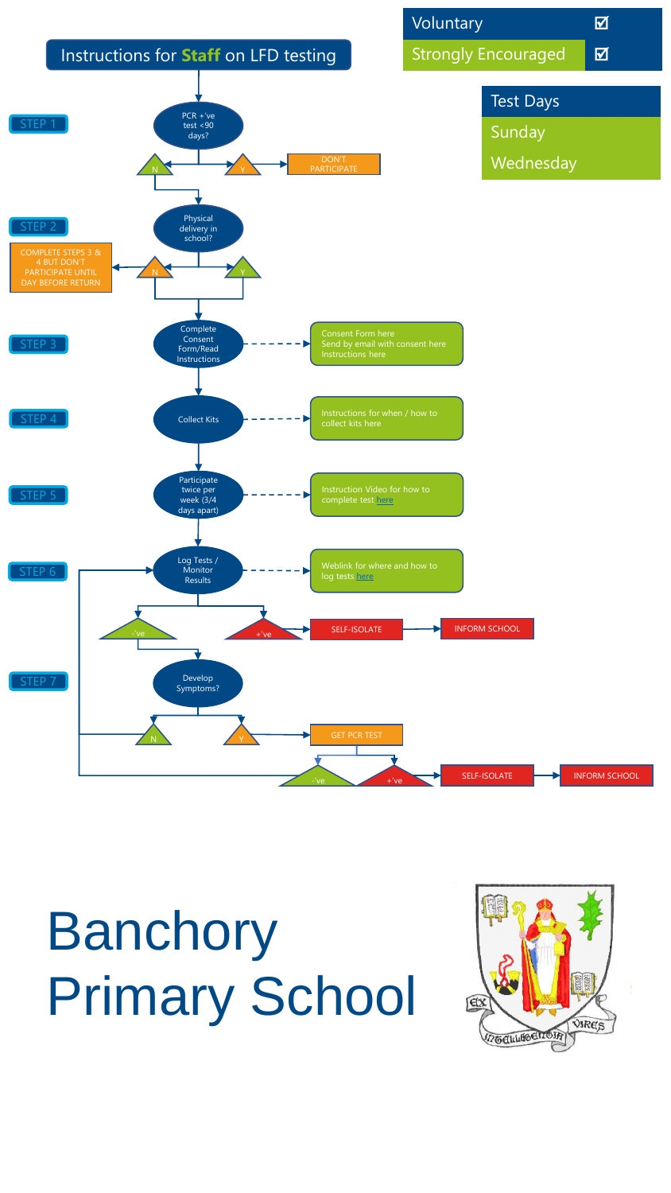# Instructions for **Staff** on LFD testing

| Voluntary | ☑ |
|---|---|
| Strongly Encouraged | ☑ |

| Test Days |
|---|
| Sunday |
| Wednesday |

**STEP 1**

PCR +'ve test <90 days?

- N → continue to Step 2
- Y → DON'T PARTICIPATE

**STEP 2**

Physical delivery in school?

- N → COMPLETE STEPS 3 & 4 BUT DON'T PARTICIPATE UNTIL DAY BEFORE RETURN
- Y → continue to Step 3

**STEP 3**

Complete Consent Form/Read Instructions

- Consent Form here
- Send by email with consent here
- Instructions here

**STEP 4**

Collect Kits

- Instructions for when / how to collect kits here

**STEP 5**

Participate twice per week (3/4 days apart)

- Instruction Video for how to complete test here

**STEP 6**

Log Tests / Monitor Results

- Weblink for where and how to log tests here

Result:

- -'ve → continue to Step 7
- +'ve → SELF-ISOLATE → INFORM SCHOOL

**STEP 7**

Develop Symptoms?

- N → return to Step 6
- Y → GET PCR TEST
  - -'ve → return to Step 6
  - +'ve → SELF-ISOLATE → INFORM SCHOOL

# Banchory Primary School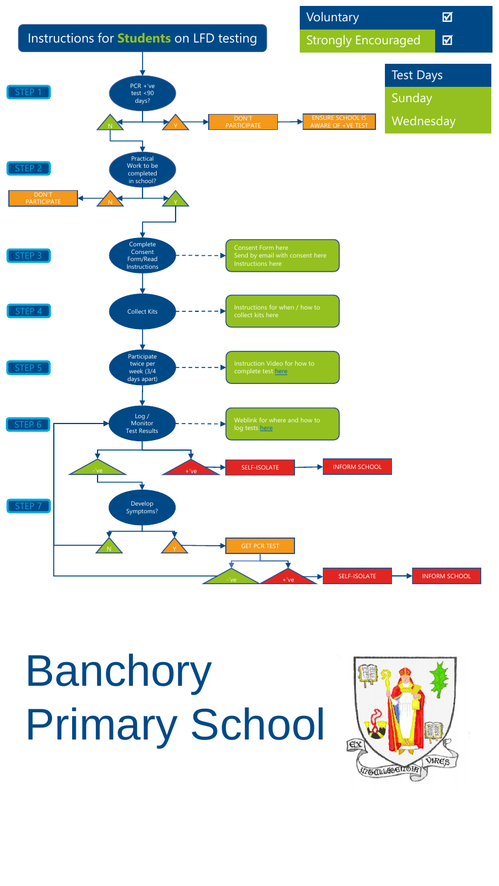# Instructions for **Students** on LFD testing

| | |
|---|---|
| Voluntary | ☑ |
| Strongly Encouraged | ☑ |

| Test Days |
|---|
| Sunday |
| Wednesday |

STEP 1

PCR +'ve test <90 days?

N

Y → DON'T PARTICIPATE → ENSURE SCHOOL IS AWARE OF +VE TEST

STEP 2

Practical Work to be completed in school?

N → DON'T PARTICIPATE

Y

STEP 3

Complete Consent Form/Read Instructions

Consent Form here
Send by email with consent here
Instructions here

STEP 4

Collect Kits

Instructions for when / how to collect kits here

STEP 5

Participate twice per week (3/4 days apart)

Instruction Video for how to complete test [here]

STEP 6

Log / Monitor Test Results

Weblink for where and how to log tests [here]

-'ve

+'ve → SELF-ISOLATE → INFORM SCHOOL

STEP 7

Develop Symptoms?

N

Y → GET PCR TEST

-'ve

+'ve → SELF-ISOLATE → INFORM SCHOOL

# Banchory Primary School

EX INTELLIGENTIA VIRES